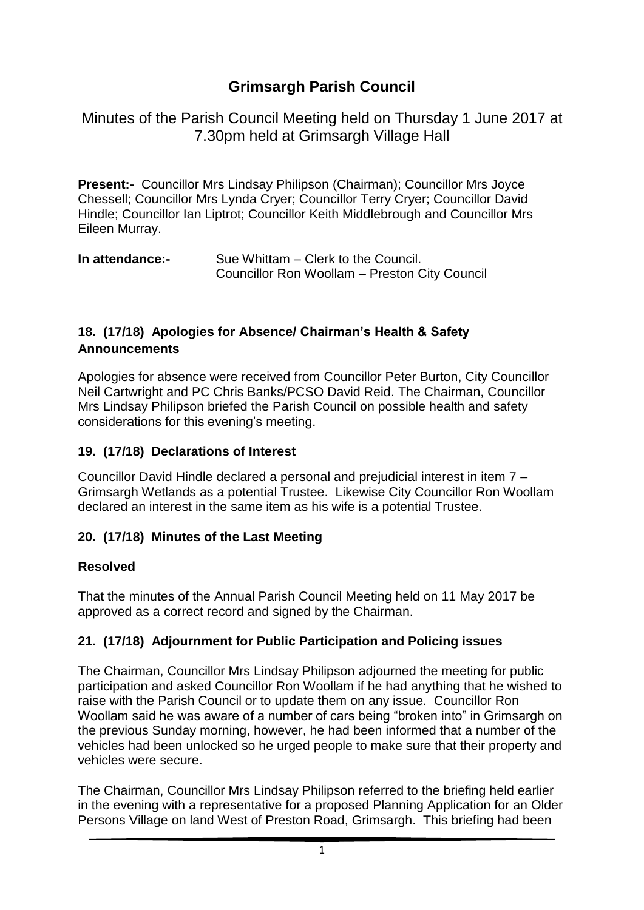# Grimsargh Parish Council

Minutes of the Parish Council Meeting held on Thursday 1 June 2017 at 7.30pm held at Grimsargh Village Hall

**Present:-** Councillor Mrs Lindsay Philipson (Chairman); Councillor Mrs Joyce Chessell; Councillor Mrs Lynda Cryer; Councillor Terry Cryer; Councillor David Hindle; Councillor Ian Liptrot; Councillor Keith Middlebrough and Councillor Mrs Eileen Murray.

**In attendance:-** Sue Whittam – Clerk to the Council.
Councillor Ron Woollam – Preston City Council

## 18. (17/18) Apologies for Absence/ Chairman's Health & Safety Announcements

Apologies for absence were received from Councillor Peter Burton, City Councillor Neil Cartwright and PC Chris Banks/PCSO David Reid. The Chairman, Councillor Mrs Lindsay Philipson briefed the Parish Council on possible health and safety considerations for this evening's meeting.

## 19. (17/18) Declarations of Interest

Councillor David Hindle declared a personal and prejudicial interest in item 7 – Grimsargh Wetlands as a potential Trustee. Likewise City Councillor Ron Woollam declared an interest in the same item as his wife is a potential Trustee.

## 20. (17/18) Minutes of the Last Meeting

### Resolved

That the minutes of the Annual Parish Council Meeting held on 11 May 2017 be approved as a correct record and signed by the Chairman.

## 21. (17/18) Adjournment for Public Participation and Policing issues

The Chairman, Councillor Mrs Lindsay Philipson adjourned the meeting for public participation and asked Councillor Ron Woollam if he had anything that he wished to raise with the Parish Council or to update them on any issue. Councillor Ron Woollam said he was aware of a number of cars being "broken into" in Grimsargh on the previous Sunday morning, however, he had been informed that a number of the vehicles had been unlocked so he urged people to make sure that their property and vehicles were secure.

The Chairman, Councillor Mrs Lindsay Philipson referred to the briefing held earlier in the evening with a representative for a proposed Planning Application for an Older Persons Village on land West of Preston Road, Grimsargh. This briefing had been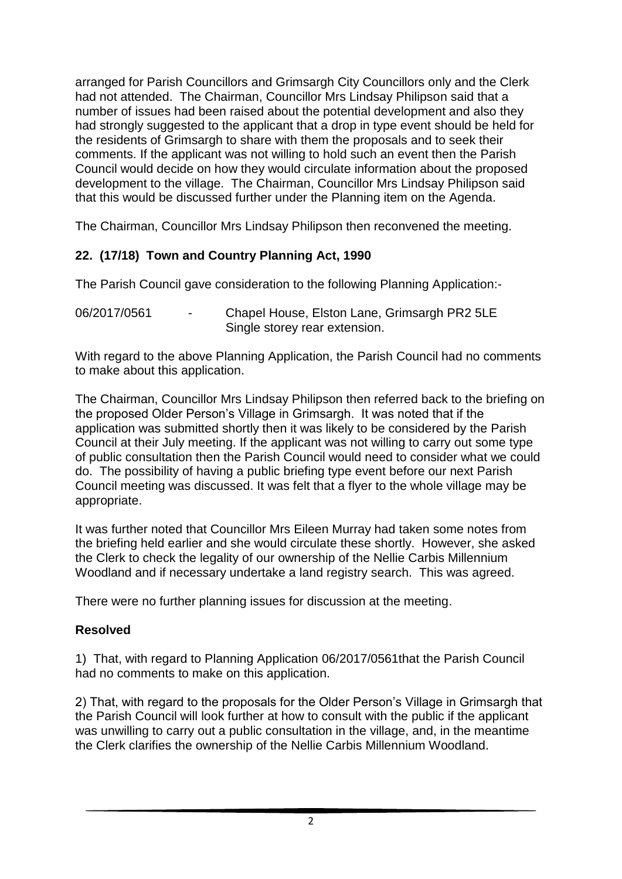arranged for Parish Councillors and Grimsargh City Councillors only and the Clerk had not attended. The Chairman, Councillor Mrs Lindsay Philipson said that a number of issues had been raised about the potential development and also they had strongly suggested to the applicant that a drop in type event should be held for the residents of Grimsargh to share with them the proposals and to seek their comments. If the applicant was not willing to hold such an event then the Parish Council would decide on how they would circulate information about the proposed development to the village. The Chairman, Councillor Mrs Lindsay Philipson said that this would be discussed further under the Planning item on the Agenda.

The Chairman, Councillor Mrs Lindsay Philipson then reconvened the meeting.

## 22. (17/18) Town and Country Planning Act, 1990

The Parish Council gave consideration to the following Planning Application:-

06/2017/0561 - Chapel House, Elston Lane, Grimsargh PR2 5LE
Single storey rear extension.

With regard to the above Planning Application, the Parish Council had no comments to make about this application.

The Chairman, Councillor Mrs Lindsay Philipson then referred back to the briefing on the proposed Older Person's Village in Grimsargh. It was noted that if the application was submitted shortly then it was likely to be considered by the Parish Council at their July meeting. If the applicant was not willing to carry out some type of public consultation then the Parish Council would need to consider what we could do. The possibility of having a public briefing type event before our next Parish Council meeting was discussed. It was felt that a flyer to the whole village may be appropriate.

It was further noted that Councillor Mrs Eileen Murray had taken some notes from the briefing held earlier and she would circulate these shortly. However, she asked the Clerk to check the legality of our ownership of the Nellie Carbis Millennium Woodland and if necessary undertake a land registry search. This was agreed.

There were no further planning issues for discussion at the meeting.

### Resolved

1) That, with regard to Planning Application 06/2017/0561that the Parish Council had no comments to make on this application.

2) That, with regard to the proposals for the Older Person's Village in Grimsargh that the Parish Council will look further at how to consult with the public if the applicant was unwilling to carry out a public consultation in the village, and, in the meantime the Clerk clarifies the ownership of the Nellie Carbis Millennium Woodland.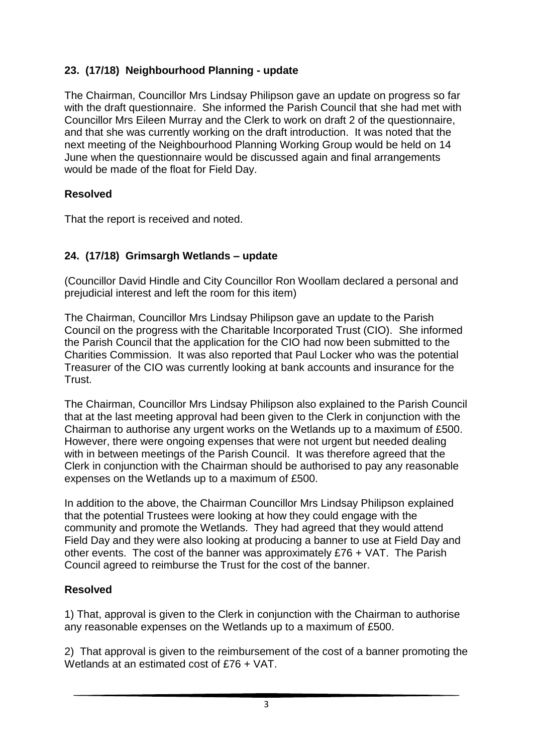## 23. (17/18) Neighbourhood Planning - update

The Chairman, Councillor Mrs Lindsay Philipson gave an update on progress so far with the draft questionnaire. She informed the Parish Council that she had met with Councillor Mrs Eileen Murray and the Clerk to work on draft 2 of the questionnaire, and that she was currently working on the draft introduction. It was noted that the next meeting of the Neighbourhood Planning Working Group would be held on 14 June when the questionnaire would be discussed again and final arrangements would be made of the float for Field Day.

**Resolved**

That the report is received and noted.

## 24. (17/18) Grimsargh Wetlands – update

(Councillor David Hindle and City Councillor Ron Woollam declared a personal and prejudicial interest and left the room for this item)

The Chairman, Councillor Mrs Lindsay Philipson gave an update to the Parish Council on the progress with the Charitable Incorporated Trust (CIO). She informed the Parish Council that the application for the CIO had now been submitted to the Charities Commission. It was also reported that Paul Locker who was the potential Treasurer of the CIO was currently looking at bank accounts and insurance for the Trust.

The Chairman, Councillor Mrs Lindsay Philipson also explained to the Parish Council that at the last meeting approval had been given to the Clerk in conjunction with the Chairman to authorise any urgent works on the Wetlands up to a maximum of £500. However, there were ongoing expenses that were not urgent but needed dealing with in between meetings of the Parish Council. It was therefore agreed that the Clerk in conjunction with the Chairman should be authorised to pay any reasonable expenses on the Wetlands up to a maximum of £500.

In addition to the above, the Chairman Councillor Mrs Lindsay Philipson explained that the potential Trustees were looking at how they could engage with the community and promote the Wetlands. They had agreed that they would attend Field Day and they were also looking at producing a banner to use at Field Day and other events. The cost of the banner was approximately £76 + VAT. The Parish Council agreed to reimburse the Trust for the cost of the banner.

**Resolved**

1) That, approval is given to the Clerk in conjunction with the Chairman to authorise any reasonable expenses on the Wetlands up to a maximum of £500.

2) That approval is given to the reimbursement of the cost of a banner promoting the Wetlands at an estimated cost of £76 + VAT.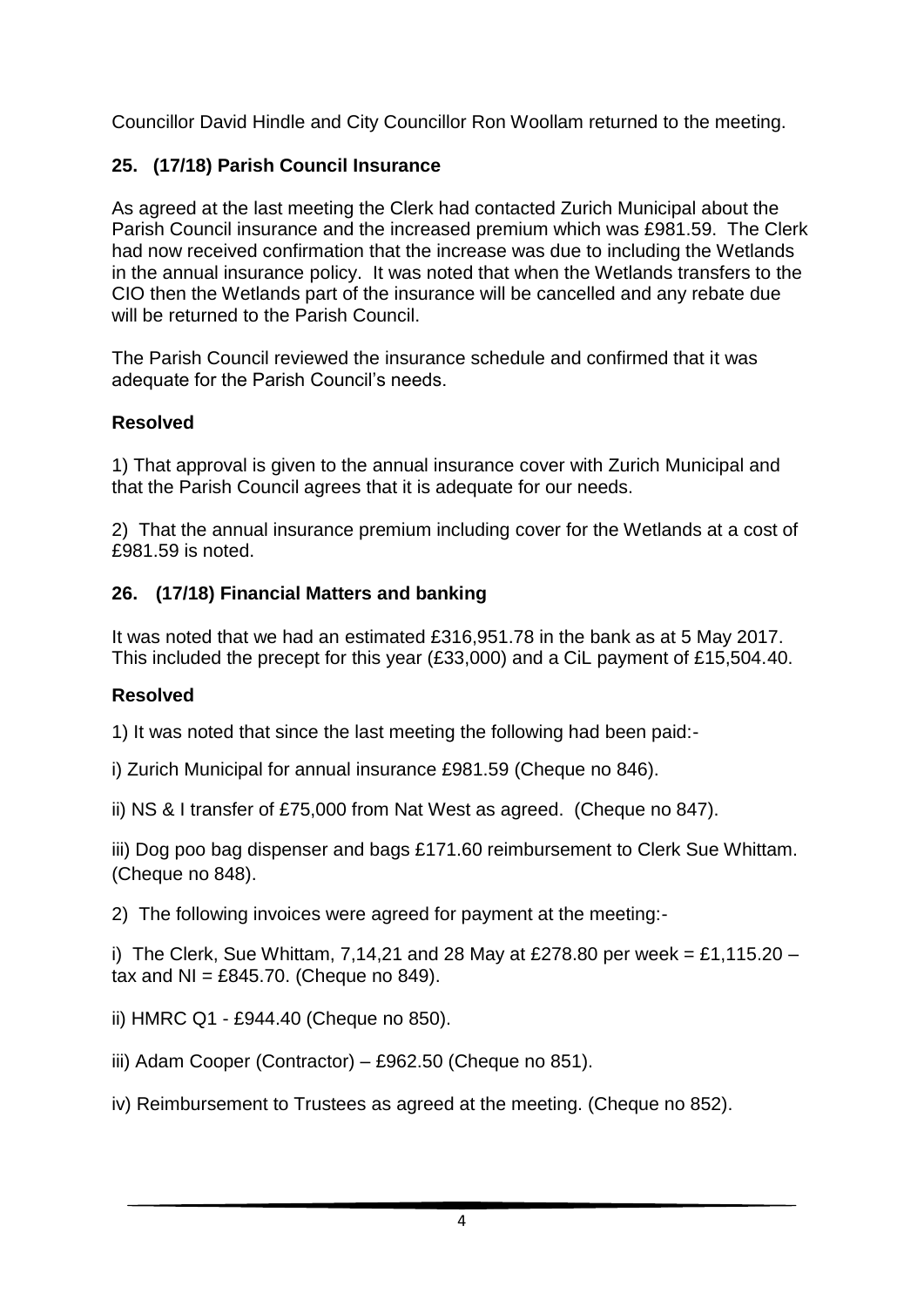Councillor David Hindle and City Councillor Ron Woollam returned to the meeting.

## 25. (17/18) Parish Council Insurance

As agreed at the last meeting the Clerk had contacted Zurich Municipal about the Parish Council insurance and the increased premium which was £981.59. The Clerk had now received confirmation that the increase was due to including the Wetlands in the annual insurance policy. It was noted that when the Wetlands transfers to the CIO then the Wetlands part of the insurance will be cancelled and any rebate due will be returned to the Parish Council.

The Parish Council reviewed the insurance schedule and confirmed that it was adequate for the Parish Council's needs.

**Resolved**

1) That approval is given to the annual insurance cover with Zurich Municipal and that the Parish Council agrees that it is adequate for our needs.

2) That the annual insurance premium including cover for the Wetlands at a cost of £981.59 is noted.

## 26. (17/18) Financial Matters and banking

It was noted that we had an estimated £316,951.78 in the bank as at 5 May 2017. This included the precept for this year (£33,000) and a CiL payment of £15,504.40.

**Resolved**

1) It was noted that since the last meeting the following had been paid:-

i) Zurich Municipal for annual insurance £981.59 (Cheque no 846).

ii) NS & I transfer of £75,000 from Nat West as agreed. (Cheque no 847).

iii) Dog poo bag dispenser and bags £171.60 reimbursement to Clerk Sue Whittam. (Cheque no 848).

2) The following invoices were agreed for payment at the meeting:-

i) The Clerk, Sue Whittam, 7,14,21 and 28 May at £278.80 per week = £1,115.20 – tax and NI = £845.70. (Cheque no 849).

ii) HMRC Q1 - £944.40 (Cheque no 850).

iii) Adam Cooper (Contractor) – £962.50 (Cheque no 851).

iv) Reimbursement to Trustees as agreed at the meeting. (Cheque no 852).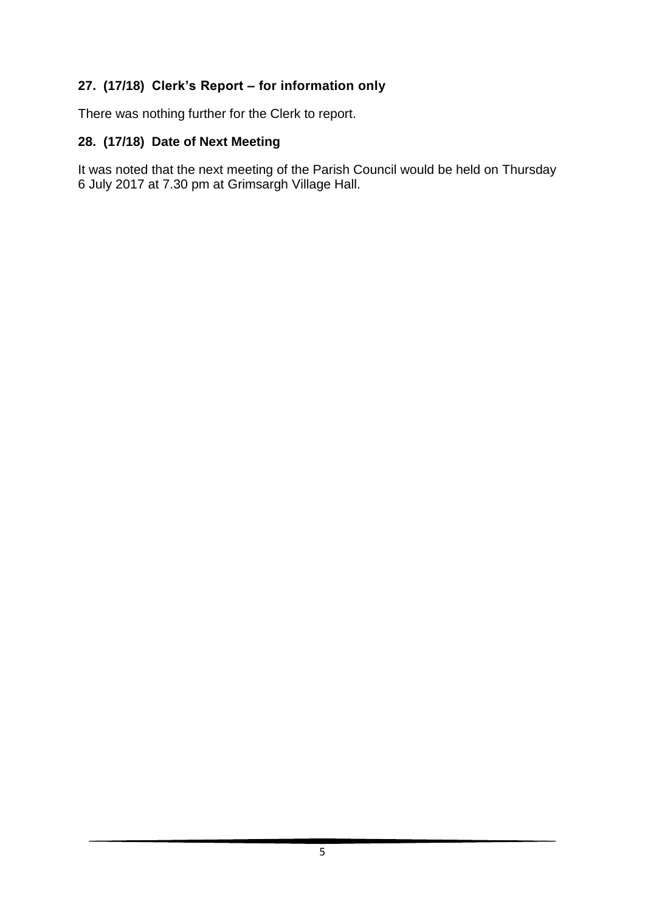## 27. (17/18) Clerk's Report – for information only

There was nothing further for the Clerk to report.

## 28. (17/18) Date of Next Meeting

It was noted that the next meeting of the Parish Council would be held on Thursday 6 July 2017 at 7.30 pm at Grimsargh Village Hall.